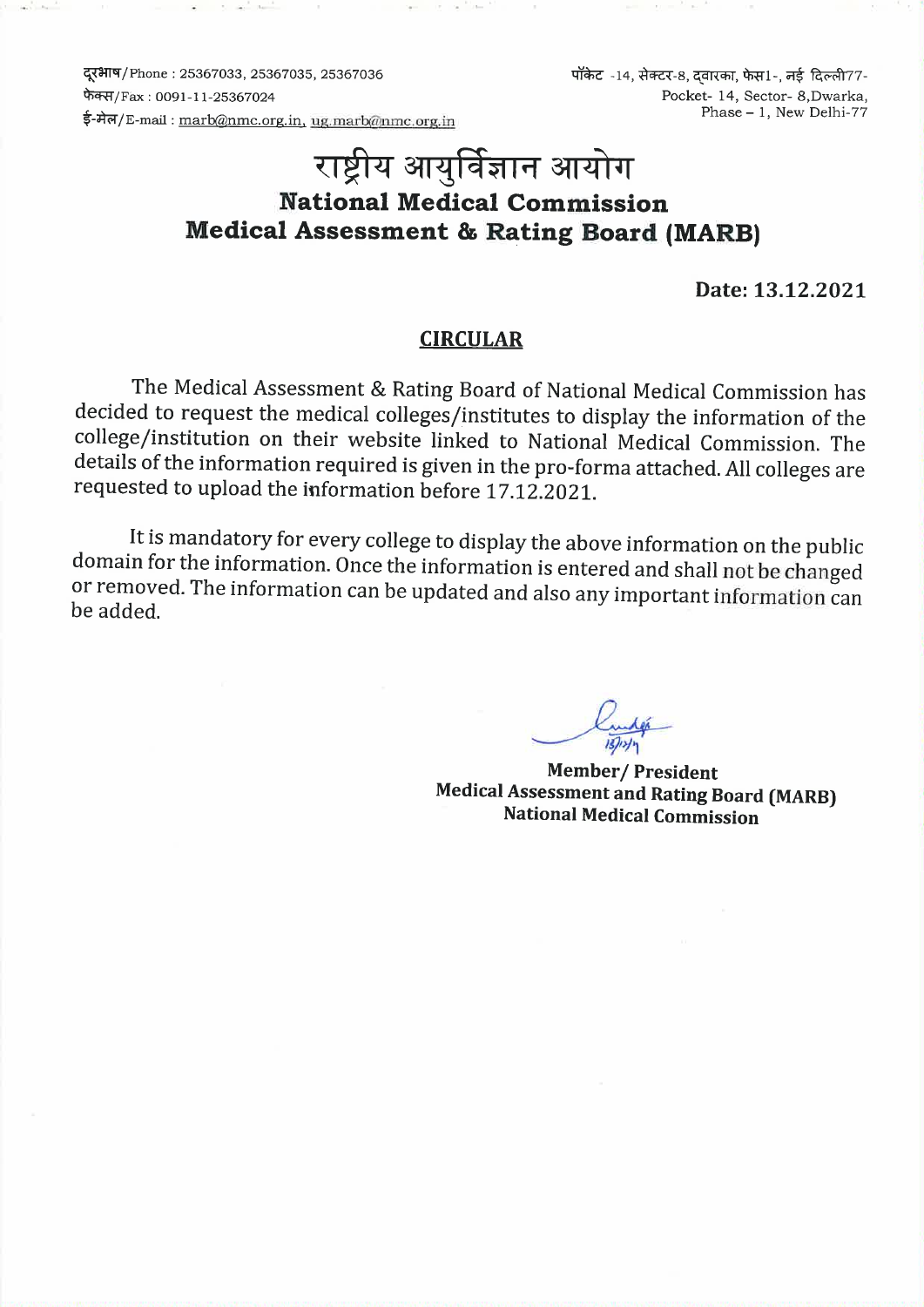दूरभाष/Phone : 25367033, 25367035, 25367036
फेक्स/Fax : 0091-11-25367024
ई-मेल/E-mail : marb@nmc.org.in, ug.marb@nmc.org.in

पॉकेट -14, सेक्टर-8, द्वारका, फेस1-, नई दिल्ली77-
Pocket- 14, Sector- 8,Dwarka,
Phase – 1, New Delhi-77

# राष्ट्रीय आयुर्विज्ञान आयोग
# National Medical Commission
## Medical Assessment & Rating Board (MARB)

**Date: 13.12.2021**

## CIRCULAR

The Medical Assessment & Rating Board of National Medical Commission has decided to request the medical colleges/institutes to display the information of the college/institution on their website linked to National Medical Commission. The details of the information required is given in the pro-forma attached. All colleges are requested to upload the information before 17.12.2021.

It is mandatory for every college to display the above information on the public domain for the information. Once the information is entered and shall not be changed or removed. The information can be updated and also any important information can be added.

13/12/21

**Member/ President**
**Medical Assessment and Rating Board (MARB)**
**National Medical Commission**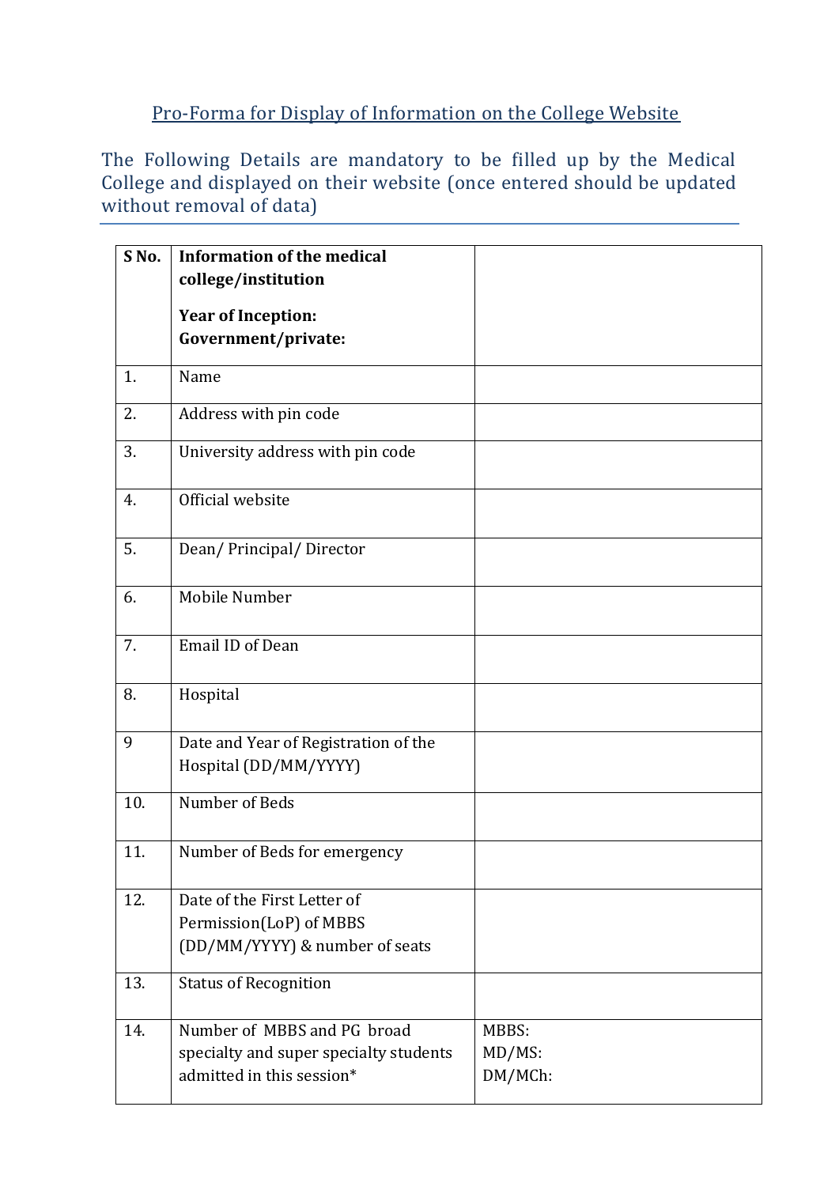## Pro-Forma for Display of Information on the College Website

The Following Details are mandatory to be filled up by the Medical College and displayed on their website (once entered should be updated without removal of data)

| S No. | **Information of the medical college/institution**<br><br>**Year of Inception:**<br>**Government/private:** | |
|---|---|---|
| 1. | Name | |
| 2. | Address with pin code | |
| 3. | University address with pin code | |
| 4. | Official website | |
| 5. | Dean/ Principal/ Director | |
| 6. | Mobile Number | |
| 7. | Email ID of Dean | |
| 8. | Hospital | |
| 9 | Date and Year of Registration of the Hospital (DD/MM/YYYY) | |
| 10. | Number of Beds | |
| 11. | Number of Beds for emergency | |
| 12. | Date of the First Letter of Permission(LoP) of MBBS (DD/MM/YYYY) & number of seats | |
| 13. | Status of Recognition | |
| 14. | Number of MBBS and PG broad specialty and super specialty students admitted in this session* | MBBS:<br>MD/MS:<br>DM/MCh: |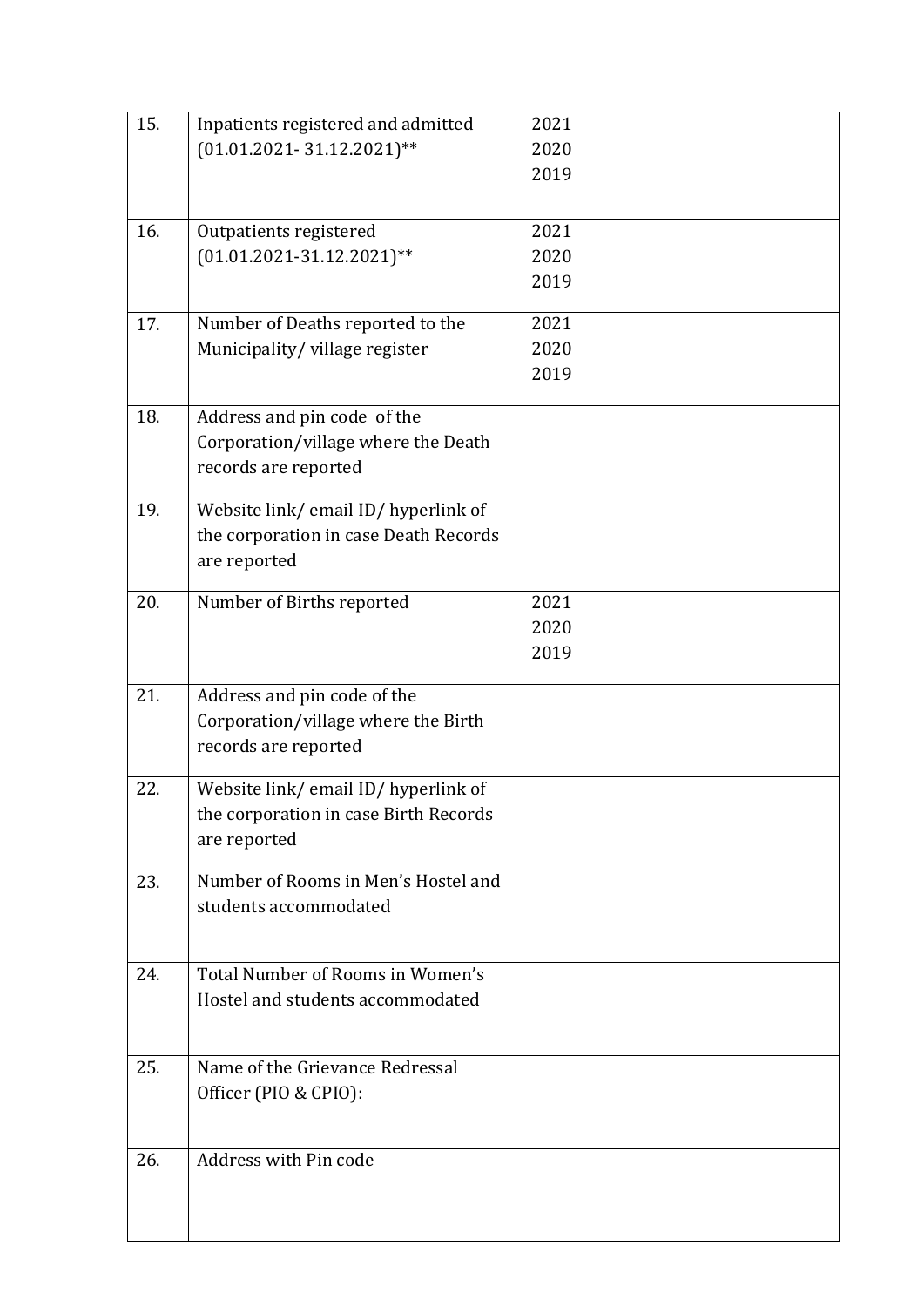| | | |
|---|---|---|
| 15. | Inpatients registered and admitted (01.01.2021- 31.12.2021)** | 2021<br>2020<br>2019 |
| 16. | Outpatients registered (01.01.2021-31.12.2021)** | 2021<br>2020<br>2019 |
| 17. | Number of Deaths reported to the Municipality/ village register | 2021<br>2020<br>2019 |
| 18. | Address and pin code of the Corporation/village where the Death records are reported | |
| 19. | Website link/ email ID/ hyperlink of the corporation in case Death Records are reported | |
| 20. | Number of Births reported | 2021<br>2020<br>2019 |
| 21. | Address and pin code of the Corporation/village where the Birth records are reported | |
| 22. | Website link/ email ID/ hyperlink of the corporation in case Birth Records are reported | |
| 23. | Number of Rooms in Men's Hostel and students accommodated | |
| 24. | Total Number of Rooms in Women's Hostel and students accommodated | |
| 25. | Name of the Grievance Redressal Officer (PIO & CPIO): | |
| 26. | Address with Pin code | |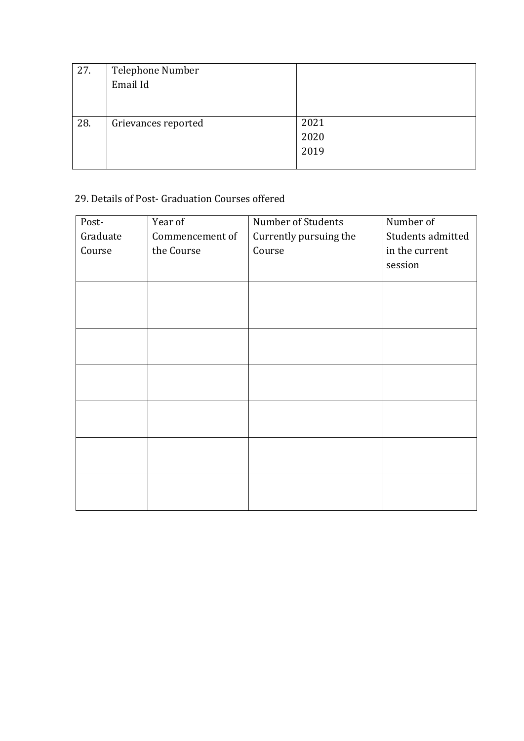| 27. | Telephone Number<br>Email Id | |
|---|---|---|
| 28. | Grievances reported | 2021<br>2020<br>2019 |

29. Details of Post- Graduation Courses offered

| Post-Graduate Course | Year of Commencement of the Course | Number of Students Currently pursuing the Course | Number of Students admitted in the current session |
|---|---|---|---|
| | | | |
| | | | |
| | | | |
| | | | |
| | | | |
| | | | |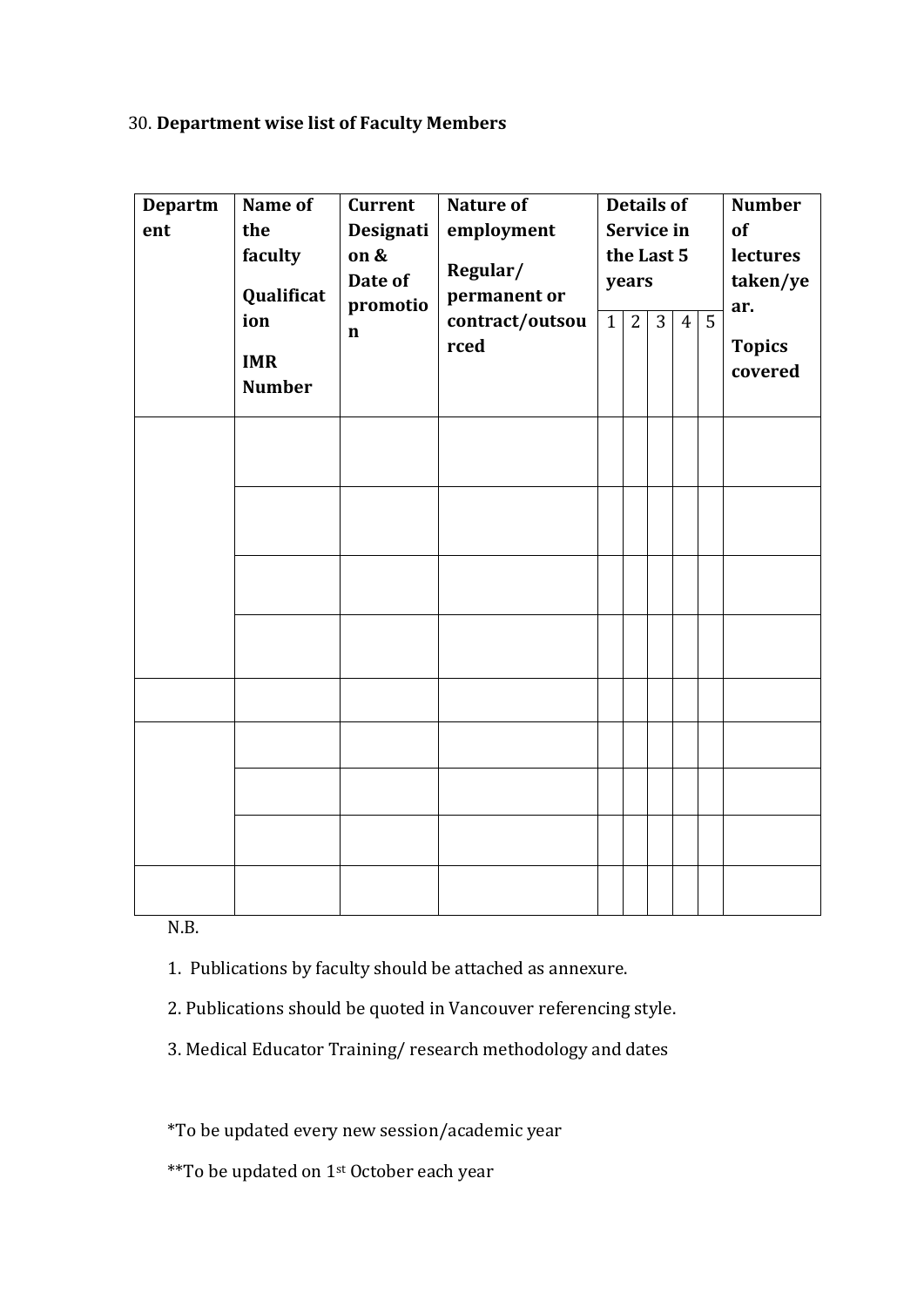30. **Department wise list of Faculty Members**

| **Department** | **Name of the faculty**<br>**Qualification**<br>**IMR Number** | **Current Designation & Date of promotion** | **Nature of employment**<br>**Regular/ permanent or contract/outsourced** | **Details of Service in the Last 5 years** | | | | | **Number of lectures taken/year.**<br>**Topics covered** |
|---|---|---|---|---|---|---|---|---|---|
| | | | | 1 | 2 | 3 | 4 | 5 | |
| | | | | | | | | | |
| | | | | | | | | | |
| | | | | | | | | | |
| | | | | | | | | | |
| | | | | | | | | | |
| | | | | | | | | | |
| | | | | | | | | | |
| | | | | | | | | | |
| | | | | | | | | | |

N.B.

1. Publications by faculty should be attached as annexure.

2. Publications should be quoted in Vancouver referencing style.

3. Medical Educator Training/ research methodology and dates

*To be updated every new session/academic year

**To be updated on 1st October each year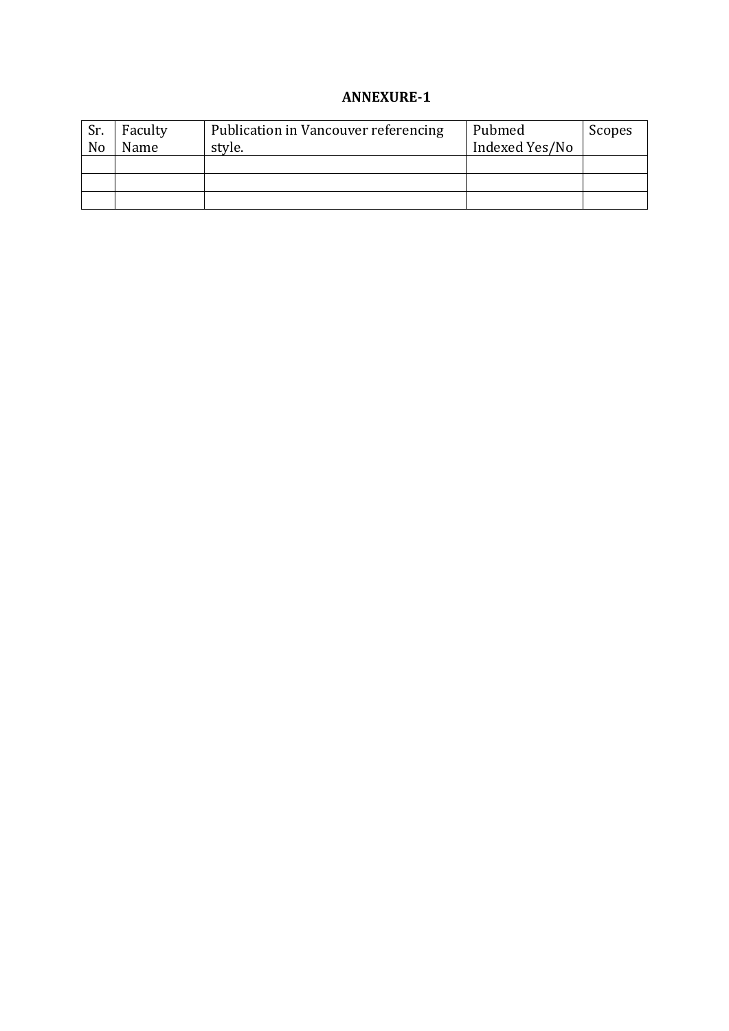**ANNEXURE-1**

| Sr. No | Faculty Name | Publication in Vancouver referencing style. | Pubmed Indexed Yes/No | Scopes |
|---|---|---|---|---|
| | | | | |
| | | | | |
| | | | | |